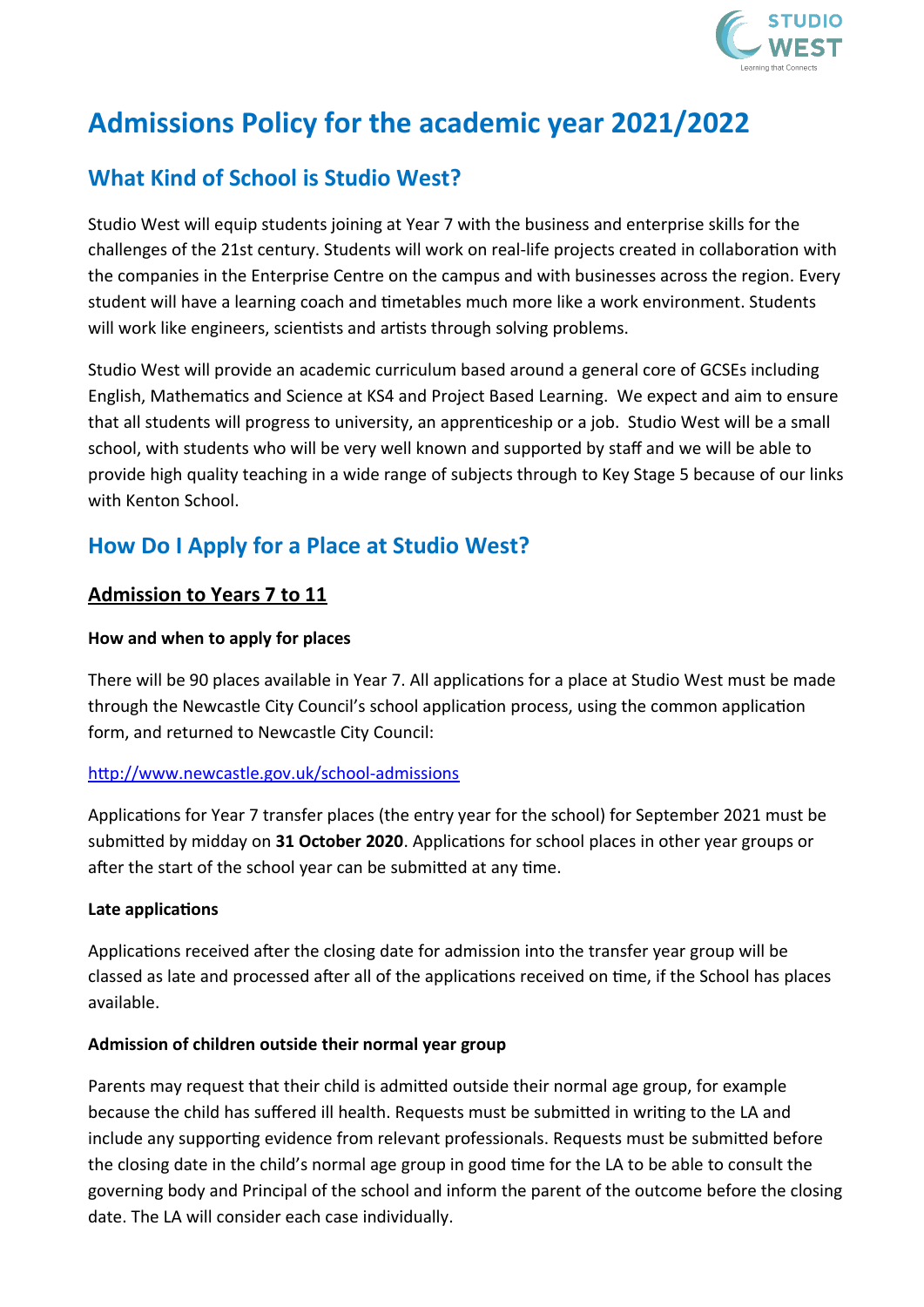# Admissions Policy for the academic year 2021/2022

## What Kind of School is Studio West?

Studio West will equip students joining at Year 7 with the business and enterprise skills for the challenges of the 21st century. Students will work on real-life projects created in collaboration with the companies in the Enterprise Centre on the campus and with businesses across the region. Every student will have a learning coach and timetables much more like a work environment. Students will work like engineers, scientists and artists through solving problems.

Studio West will provide an academic curriculum based around a general core of GCSEs including English, Mathematics and Science at KS4 and Project Based Learning. We expect and aim to ensure that all students will progress to university, an apprenticeship or a job. Studio West will be a small school, with students who will be very well known and supported by staff and we will be able to provide high quality teaching in a wide range of subjects through to Key Stage 5 because of our links with Kenton School.

## How Do I Apply for a Place at Studio West?

### Admission to Years 7 to 11

#### How and when to apply for places

There will be 90 places available in Year 7. All applications for a place at Studio West must be made through the Newcastle City Council's school application process, using the common application form, and returned to Newcastle City Council:

[http://www.newcastle.gov.uk/school-admissions](http://www.newcastle.gov.uk/school-admissions)

Applications for Year 7 transfer places (the entry year for the school) for September 2021 must be submitted by midday on **31 October 2020**. Applications for school places in other year groups or after the start of the school year can be submitted at any time.

#### Late applications

Applications received after the closing date for admission into the transfer year group will be classed as late and processed after all of the applications received on time, if the School has places available.

#### Admission of children outside their normal year group

Parents may request that their child is admitted outside their normal age group, for example because the child has suffered ill health. Requests must be submitted in writing to the LA and include any supporting evidence from relevant professionals. Requests must be submitted before the closing date in the child's normal age group in good time for the LA to be able to consult the governing body and Principal of the school and inform the parent of the outcome before the closing date. The LA will consider each case individually.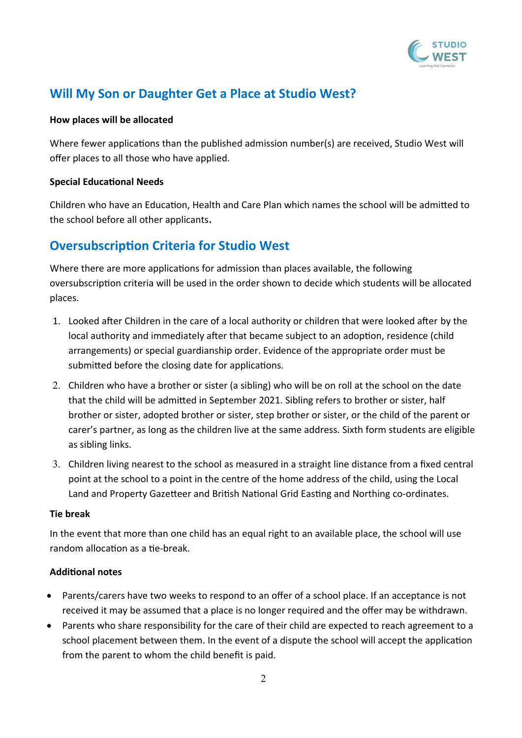## Will My Son or Daughter Get a Place at Studio West?

**How places will be allocated**

Where fewer applications than the published admission number(s) are received, Studio West will offer places to all those who have applied.

**Special Educational Needs**

Children who have an Education, Health and Care Plan which names the school will be admitted to the school before all other applicants.

## Oversubscription Criteria for Studio West

Where there are more applications for admission than places available, the following oversubscription criteria will be used in the order shown to decide which students will be allocated places.

1. Looked after Children in the care of a local authority or children that were looked after by the local authority and immediately after that became subject to an adoption, residence (child arrangements) or special guardianship order. Evidence of the appropriate order must be submitted before the closing date for applications.
2. Children who have a brother or sister (a sibling) who will be on roll at the school on the date that the child will be admitted in September 2021. Sibling refers to brother or sister, half brother or sister, adopted brother or sister, step brother or sister, or the child of the parent or carer's partner, as long as the children live at the same address. Sixth form students are eligible as sibling links.
3. Children living nearest to the school as measured in a straight line distance from a fixed central point at the school to a point in the centre of the home address of the child, using the Local Land and Property Gazetteer and British National Grid Easting and Northing co-ordinates.

**Tie break**

In the event that more than one child has an equal right to an available place, the school will use random allocation as a tie-break.

**Additional notes**

- Parents/carers have two weeks to respond to an offer of a school place. If an acceptance is not received it may be assumed that a place is no longer required and the offer may be withdrawn.
- Parents who share responsibility for the care of their child are expected to reach agreement to a school placement between them. In the event of a dispute the school will accept the application from the parent to whom the child benefit is paid.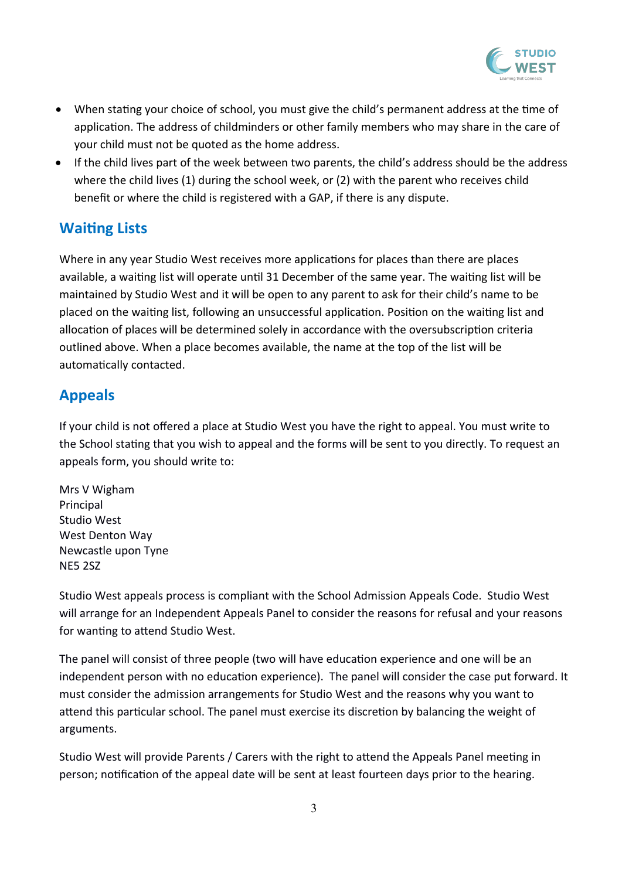- When stating your choice of school, you must give the child's permanent address at the time of application. The address of childminders or other family members who may share in the care of your child must not be quoted as the home address.
- If the child lives part of the week between two parents, the child's address should be the address where the child lives (1) during the school week, or (2) with the parent who receives child benefit or where the child is registered with a GAP, if there is any dispute.

## Waiting Lists

Where in any year Studio West receives more applications for places than there are places available, a waiting list will operate until 31 December of the same year. The waiting list will be maintained by Studio West and it will be open to any parent to ask for their child's name to be placed on the waiting list, following an unsuccessful application. Position on the waiting list and allocation of places will be determined solely in accordance with the oversubscription criteria outlined above. When a place becomes available, the name at the top of the list will be automatically contacted.

## Appeals

If your child is not offered a place at Studio West you have the right to appeal. You must write to the School stating that you wish to appeal and the forms will be sent to you directly. To request an appeals form, you should write to:

Mrs V Wigham
Principal
Studio West
West Denton Way
Newcastle upon Tyne
NE5 2SZ

Studio West appeals process is compliant with the School Admission Appeals Code. Studio West will arrange for an Independent Appeals Panel to consider the reasons for refusal and your reasons for wanting to attend Studio West.

The panel will consist of three people (two will have education experience and one will be an independent person with no education experience). The panel will consider the case put forward. It must consider the admission arrangements for Studio West and the reasons why you want to attend this particular school. The panel must exercise its discretion by balancing the weight of arguments.

Studio West will provide Parents / Carers with the right to attend the Appeals Panel meeting in person; notification of the appeal date will be sent at least fourteen days prior to the hearing.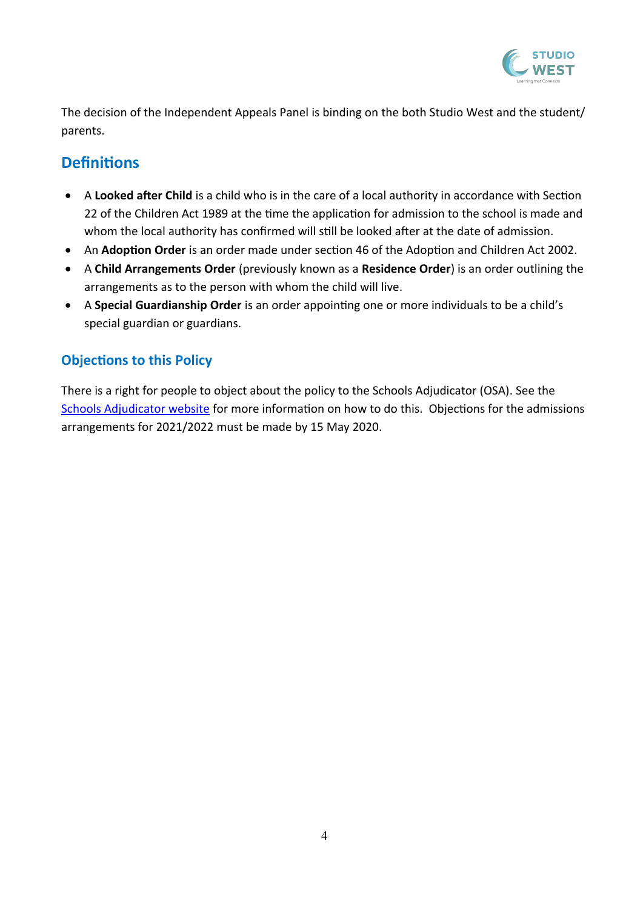The decision of the Independent Appeals Panel is binding on the both Studio West and the student/ parents.

## Definitions

- A **Looked after Child** is a child who is in the care of a local authority in accordance with Section 22 of the Children Act 1989 at the time the application for admission to the school is made and whom the local authority has confirmed will still be looked after at the date of admission.
- An **Adoption Order** is an order made under section 46 of the Adoption and Children Act 2002.
- A **Child Arrangements Order** (previously known as a **Residence Order**) is an order outlining the arrangements as to the person with whom the child will live.
- A **Special Guardianship Order** is an order appointing one or more individuals to be a child's special guardian or guardians.

### Objections to this Policy

There is a right for people to object about the policy to the Schools Adjudicator (OSA). See the Schools Adjudicator website for more information on how to do this. Objections for the admissions arrangements for 2021/2022 must be made by 15 May 2020.